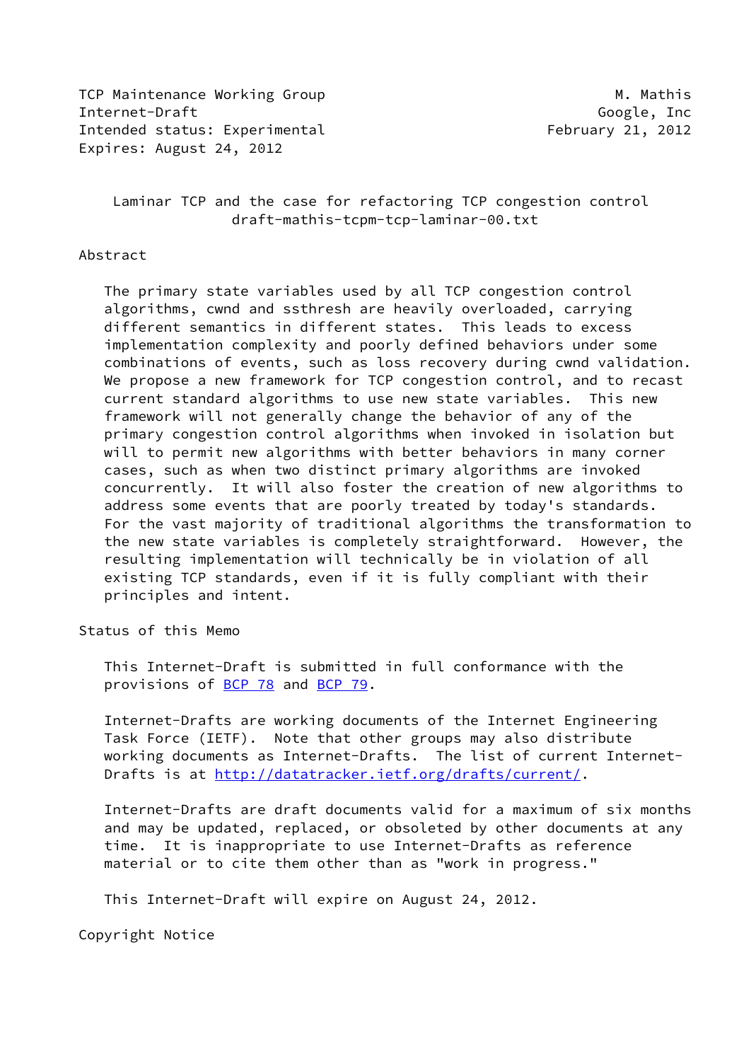TCP Maintenance Working Group M. Mathis
Internet-Draft Google, Inc
Intended status: Experimental February 21, 2012
Expires: August 24, 2012

# Laminar TCP and the case for refactoring TCP congestion control
draft-mathis-tcpm-tcp-laminar-00.txt

## Abstract

The primary state variables used by all TCP congestion control algorithms, cwnd and ssthresh are heavily overloaded, carrying different semantics in different states. This leads to excess implementation complexity and poorly defined behaviors under some combinations of events, such as loss recovery during cwnd validation. We propose a new framework for TCP congestion control, and to recast current standard algorithms to use new state variables. This new framework will not generally change the behavior of any of the primary congestion control algorithms when invoked in isolation but will to permit new algorithms with better behaviors in many corner cases, such as when two distinct primary algorithms are invoked concurrently. It will also foster the creation of new algorithms to address some events that are poorly treated by today's standards. For the vast majority of traditional algorithms the transformation to the new state variables is completely straightforward. However, the resulting implementation will technically be in violation of all existing TCP standards, even if it is fully compliant with their principles and intent.

## Status of this Memo

This Internet-Draft is submitted in full conformance with the provisions of BCP 78 and BCP 79.

Internet-Drafts are working documents of the Internet Engineering Task Force (IETF). Note that other groups may also distribute working documents as Internet-Drafts. The list of current Internet-Drafts is at http://datatracker.ietf.org/drafts/current/.

Internet-Drafts are draft documents valid for a maximum of six months and may be updated, replaced, or obsoleted by other documents at any time. It is inappropriate to use Internet-Drafts as reference material or to cite them other than as "work in progress."

This Internet-Draft will expire on August 24, 2012.

## Copyright Notice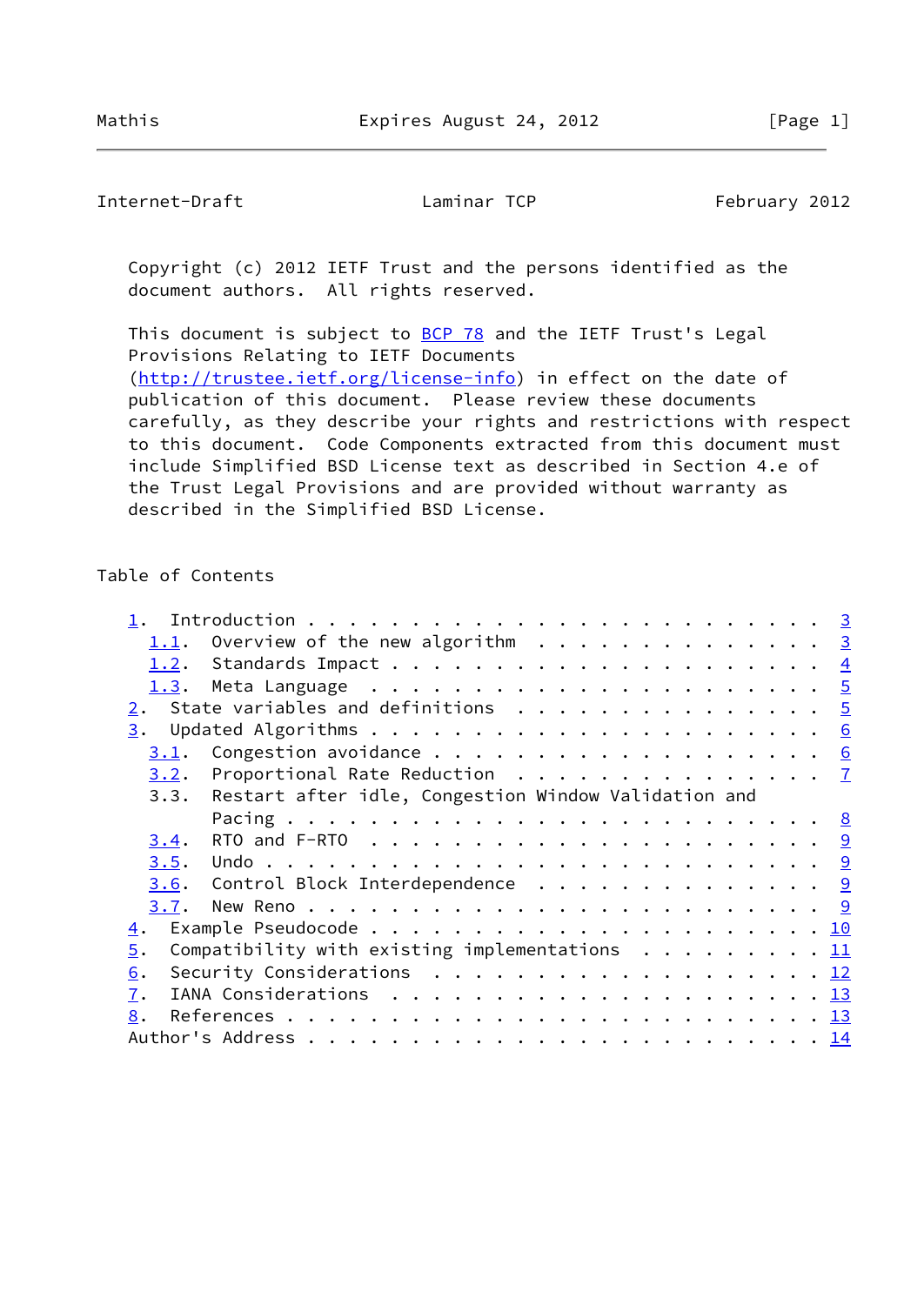Copyright (c) 2012 IETF Trust and the persons identified as the document authors. All rights reserved.

This document is subject to BCP 78 and the IETF Trust's Legal Provisions Relating to IETF Documents (http://trustee.ietf.org/license-info) in effect on the date of publication of this document. Please review these documents carefully, as they describe your rights and restrictions with respect to this document. Code Components extracted from this document must include Simplified BSD License text as described in Section 4.e of the Trust Legal Provisions and are provided without warranty as described in the Simplified BSD License.

## Table of Contents

```
   1.  Introduction . . . . . . . . . . . . . . . . . . . . . . . .   3
     1.1.  Overview of the new algorithm  . . . . . . . . . . . . .   3
     1.2.  Standards Impact . . . . . . . . . . . . . . . . . . . .   4
     1.3.  Meta Language  . . . . . . . . . . . . . . . . . . . . .   5
   2.  State variables and definitions  . . . . . . . . . . . . . .   5
   3.  Updated Algorithms . . . . . . . . . . . . . . . . . . . . .   6
     3.1.  Congestion avoidance . . . . . . . . . . . . . . . . . .   6
     3.2.  Proportional Rate Reduction  . . . . . . . . . . . . . .   7
     3.3.  Restart after idle, Congestion Window Validation and
           Pacing . . . . . . . . . . . . . . . . . . . . . . . . .   8
     3.4.  RTO and F-RTO  . . . . . . . . . . . . . . . . . . . . .   9
     3.5.  Undo . . . . . . . . . . . . . . . . . . . . . . . . . .   9
     3.6.  Control Block Interdependence  . . . . . . . . . . . . .   9
     3.7.  New Reno . . . . . . . . . . . . . . . . . . . . . . . .   9
   4.  Example Pseudocode . . . . . . . . . . . . . . . . . . . . .  10
   5.  Compatibility with existing implementations  . . . . . . . .  11
   6.  Security Considerations  . . . . . . . . . . . . . . . . . .  12
   7.  IANA Considerations  . . . . . . . . . . . . . . . . . . . .  13
   8.  References . . . . . . . . . . . . . . . . . . . . . . . . .  13
   Author's Address . . . . . . . . . . . . . . . . . . . . . . . .  14
```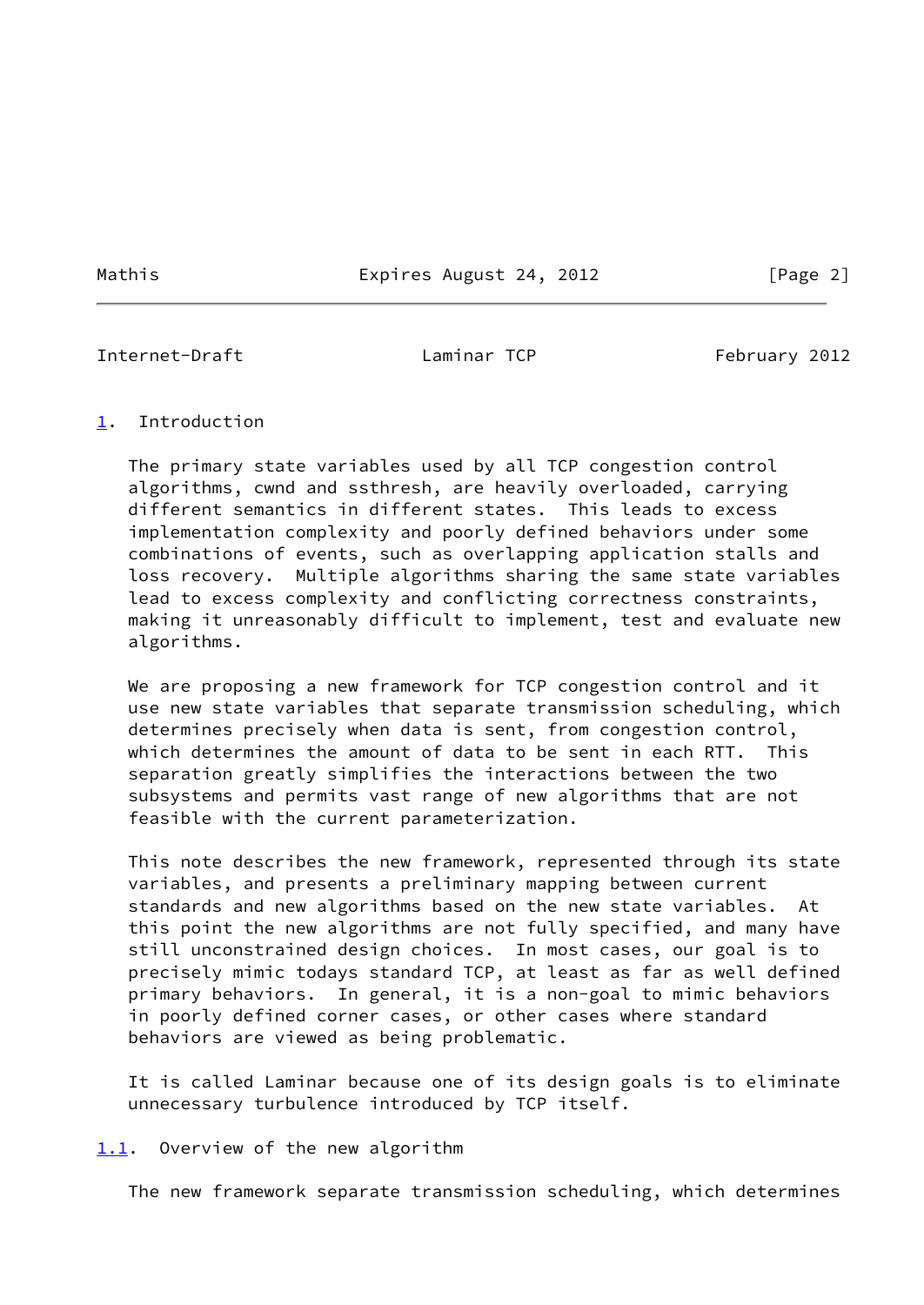## 1. Introduction

The primary state variables used by all TCP congestion control algorithms, cwnd and ssthresh, are heavily overloaded, carrying different semantics in different states. This leads to excess implementation complexity and poorly defined behaviors under some combinations of events, such as overlapping application stalls and loss recovery. Multiple algorithms sharing the same state variables lead to excess complexity and conflicting correctness constraints, making it unreasonably difficult to implement, test and evaluate new algorithms.

We are proposing a new framework for TCP congestion control and it use new state variables that separate transmission scheduling, which determines precisely when data is sent, from congestion control, which determines the amount of data to be sent in each RTT. This separation greatly simplifies the interactions between the two subsystems and permits vast range of new algorithms that are not feasible with the current parameterization.

This note describes the new framework, represented through its state variables, and presents a preliminary mapping between current standards and new algorithms based on the new state variables. At this point the new algorithms are not fully specified, and many have still unconstrained design choices. In most cases, our goal is to precisely mimic todays standard TCP, at least as far as well defined primary behaviors. In general, it is a non-goal to mimic behaviors in poorly defined corner cases, or other cases where standard behaviors are viewed as being problematic.

It is called Laminar because one of its design goals is to eliminate unnecessary turbulence introduced by TCP itself.

### 1.1. Overview of the new algorithm

The new framework separate transmission scheduling, which determines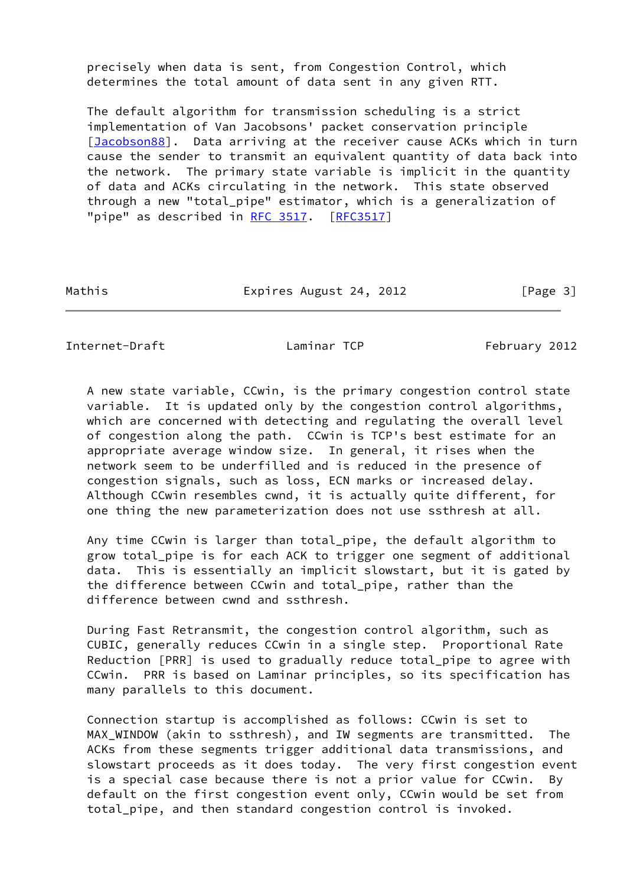precisely when data is sent, from Congestion Control, which determines the total amount of data sent in any given RTT.

The default algorithm for transmission scheduling is a strict implementation of Van Jacobsons' packet conservation principle [Jacobson88]. Data arriving at the receiver cause ACKs which in turn cause the sender to transmit an equivalent quantity of data back into the network. The primary state variable is implicit in the quantity of data and ACKs circulating in the network. This state observed through a new "total_pipe" estimator, which is a generalization of "pipe" as described in RFC 3517. [RFC3517]

A new state variable, CCwin, is the primary congestion control state variable. It is updated only by the congestion control algorithms, which are concerned with detecting and regulating the overall level of congestion along the path. CCwin is TCP's best estimate for an appropriate average window size. In general, it rises when the network seem to be underfilled and is reduced in the presence of congestion signals, such as loss, ECN marks or increased delay. Although CCwin resembles cwnd, it is actually quite different, for one thing the new parameterization does not use ssthresh at all.

Any time CCwin is larger than total_pipe, the default algorithm to grow total_pipe is for each ACK to trigger one segment of additional data. This is essentially an implicit slowstart, but it is gated by the difference between CCwin and total_pipe, rather than the difference between cwnd and ssthresh.

During Fast Retransmit, the congestion control algorithm, such as CUBIC, generally reduces CCwin in a single step. Proportional Rate Reduction [PRR] is used to gradually reduce total_pipe to agree with CCwin. PRR is based on Laminar principles, so its specification has many parallels to this document.

Connection startup is accomplished as follows: CCwin is set to MAX_WINDOW (akin to ssthresh), and IW segments are transmitted. The ACKs from these segments trigger additional data transmissions, and slowstart proceeds as it does today. The very first congestion event is a special case because there is not a prior value for CCwin. By default on the first congestion event only, CCwin would be set from total_pipe, and then standard congestion control is invoked.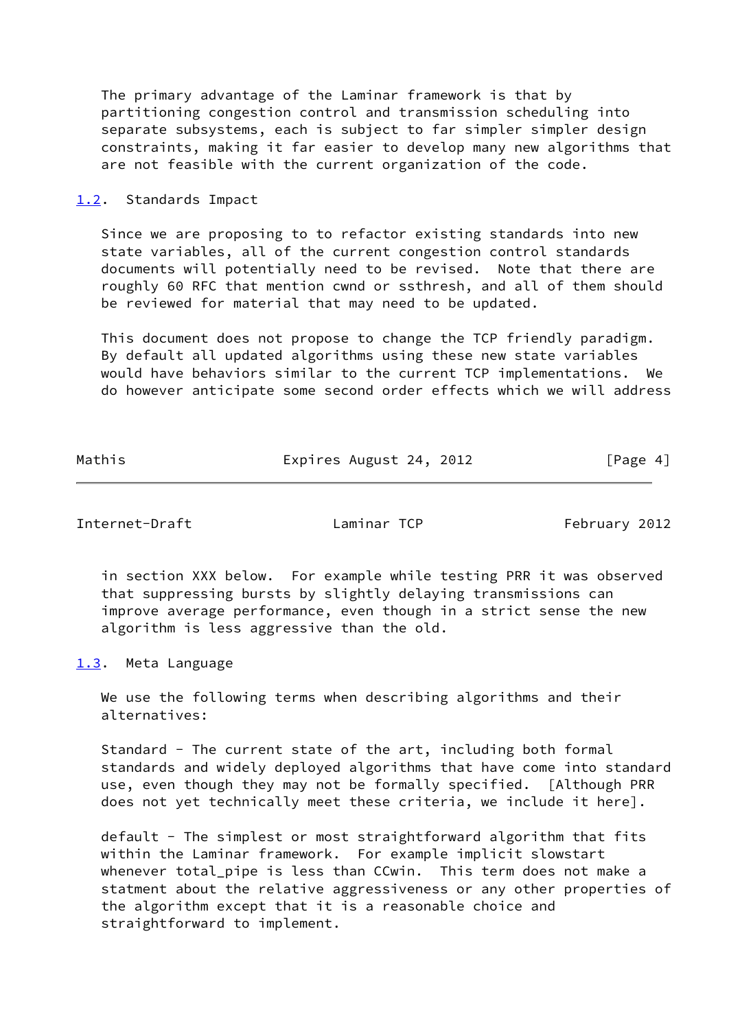The primary advantage of the Laminar framework is that by partitioning congestion control and transmission scheduling into separate subsystems, each is subject to far simpler simpler design constraints, making it far easier to develop many new algorithms that are not feasible with the current organization of the code.

## 1.2. Standards Impact

Since we are proposing to to refactor existing standards into new state variables, all of the current congestion control standards documents will potentially need to be revised. Note that there are roughly 60 RFC that mention cwnd or ssthresh, and all of them should be reviewed for material that may need to be updated.

This document does not propose to change the TCP friendly paradigm. By default all updated algorithms using these new state variables would have behaviors similar to the current TCP implementations. We do however anticipate some second order effects which we will address in section XXX below. For example while testing PRR it was observed that suppressing bursts by slightly delaying transmissions can improve average performance, even though in a strict sense the new algorithm is less aggressive than the old.

## 1.3. Meta Language

We use the following terms when describing algorithms and their alternatives:

Standard - The current state of the art, including both formal standards and widely deployed algorithms that have come into standard use, even though they may not be formally specified. [Although PRR does not yet technically meet these criteria, we include it here].

default - The simplest or most straightforward algorithm that fits within the Laminar framework. For example implicit slowstart whenever total_pipe is less than CCwin. This term does not make a statment about the relative aggressiveness or any other properties of the algorithm except that it is a reasonable choice and straightforward to implement.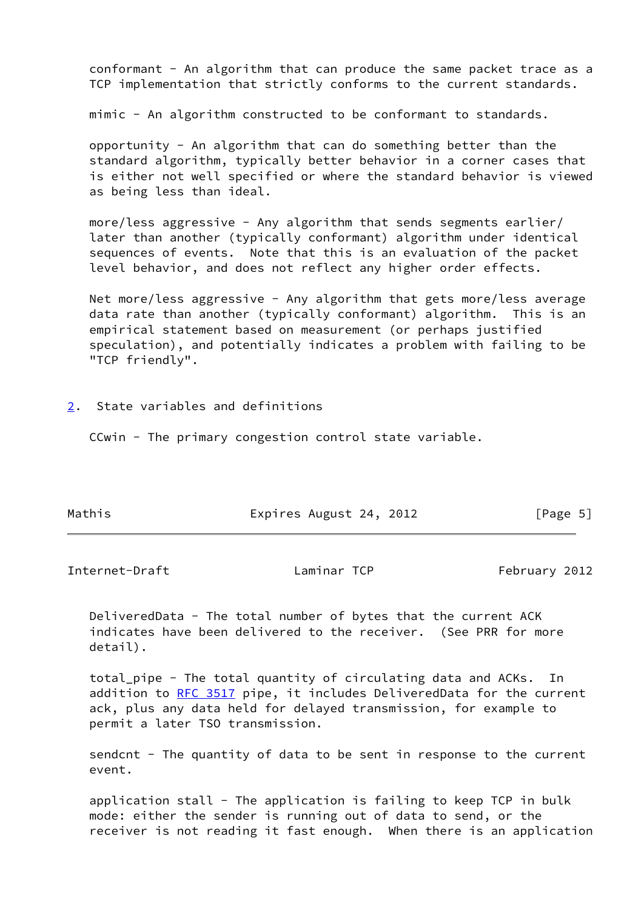conformant - An algorithm that can produce the same packet trace as a TCP implementation that strictly conforms to the current standards.

mimic - An algorithm constructed to be conformant to standards.

opportunity - An algorithm that can do something better than the standard algorithm, typically better behavior in a corner cases that is either not well specified or where the standard behavior is viewed as being less than ideal.

more/less aggressive - Any algorithm that sends segments earlier/later than another (typically conformant) algorithm under identical sequences of events. Note that this is an evaluation of the packet level behavior, and does not reflect any higher order effects.

Net more/less aggressive - Any algorithm that gets more/less average data rate than another (typically conformant) algorithm. This is an empirical statement based on measurement (or perhaps justified speculation), and potentially indicates a problem with failing to be "TCP friendly".

## 2. State variables and definitions

CCwin - The primary congestion control state variable.

DeliveredData - The total number of bytes that the current ACK indicates have been delivered to the receiver. (See PRR for more detail).

total_pipe - The total quantity of circulating data and ACKs. In addition to RFC 3517 pipe, it includes DeliveredData for the current ack, plus any data held for delayed transmission, for example to permit a later TSO transmission.

sendcnt - The quantity of data to be sent in response to the current event.

application stall - The application is failing to keep TCP in bulk mode: either the sender is running out of data to send, or the receiver is not reading it fast enough. When there is an application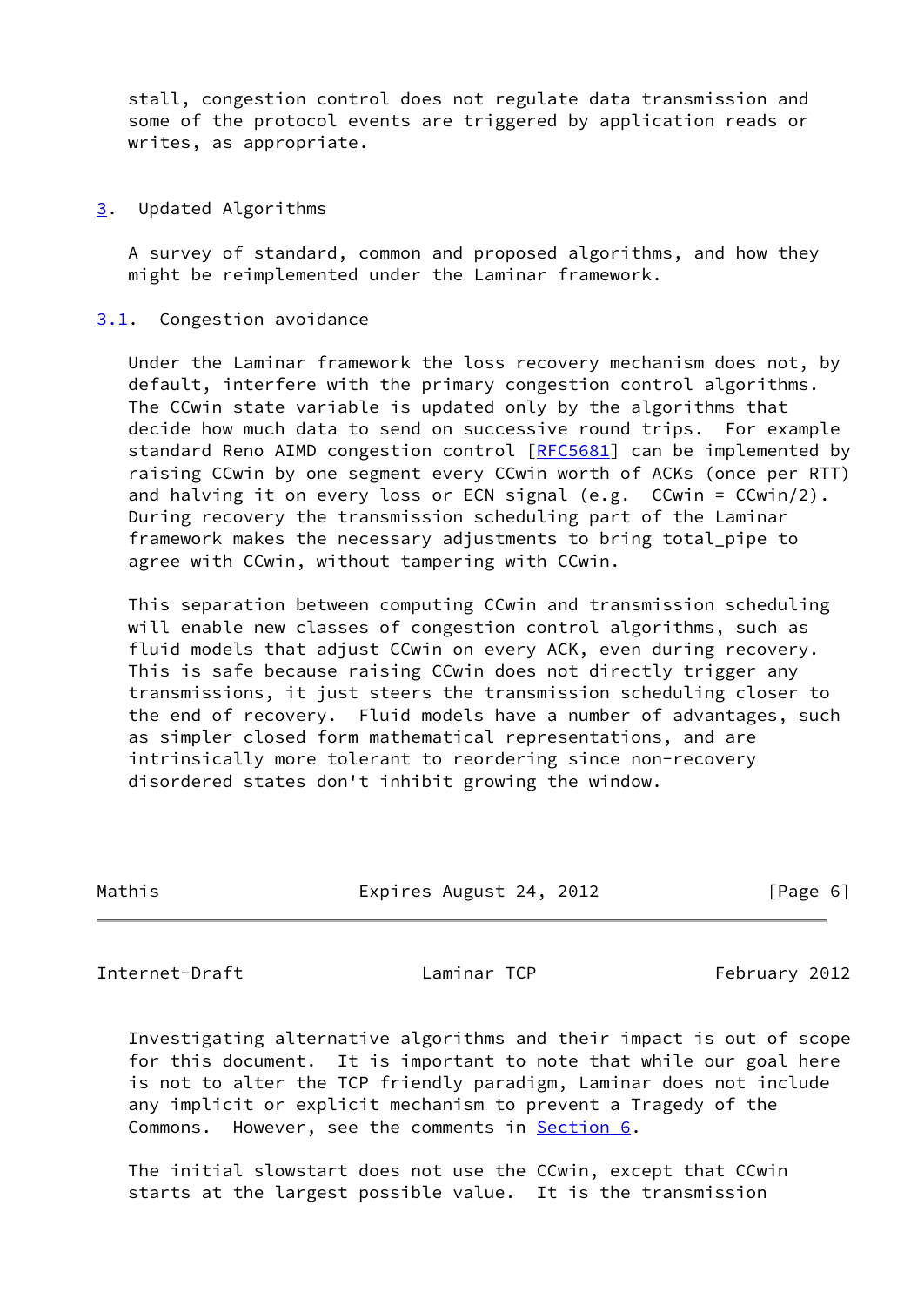stall, congestion control does not regulate data transmission and some of the protocol events are triggered by application reads or writes, as appropriate.

## 3. Updated Algorithms

A survey of standard, common and proposed algorithms, and how they might be reimplemented under the Laminar framework.

### 3.1. Congestion avoidance

Under the Laminar framework the loss recovery mechanism does not, by default, interfere with the primary congestion control algorithms. The CCwin state variable is updated only by the algorithms that decide how much data to send on successive round trips. For example standard Reno AIMD congestion control [RFC5681] can be implemented by raising CCwin by one segment every CCwin worth of ACKs (once per RTT) and halving it on every loss or ECN signal (e.g. CCwin = CCwin/2). During recovery the transmission scheduling part of the Laminar framework makes the necessary adjustments to bring total_pipe to agree with CCwin, without tampering with CCwin.

This separation between computing CCwin and transmission scheduling will enable new classes of congestion control algorithms, such as fluid models that adjust CCwin on every ACK, even during recovery. This is safe because raising CCwin does not directly trigger any transmissions, it just steers the transmission scheduling closer to the end of recovery. Fluid models have a number of advantages, such as simpler closed form mathematical representations, and are intrinsically more tolerant to reordering since non-recovery disordered states don't inhibit growing the window.

Investigating alternative algorithms and their impact is out of scope for this document. It is important to note that while our goal here is not to alter the TCP friendly paradigm, Laminar does not include any implicit or explicit mechanism to prevent a Tragedy of the Commons. However, see the comments in Section 6.

The initial slowstart does not use the CCwin, except that CCwin starts at the largest possible value. It is the transmission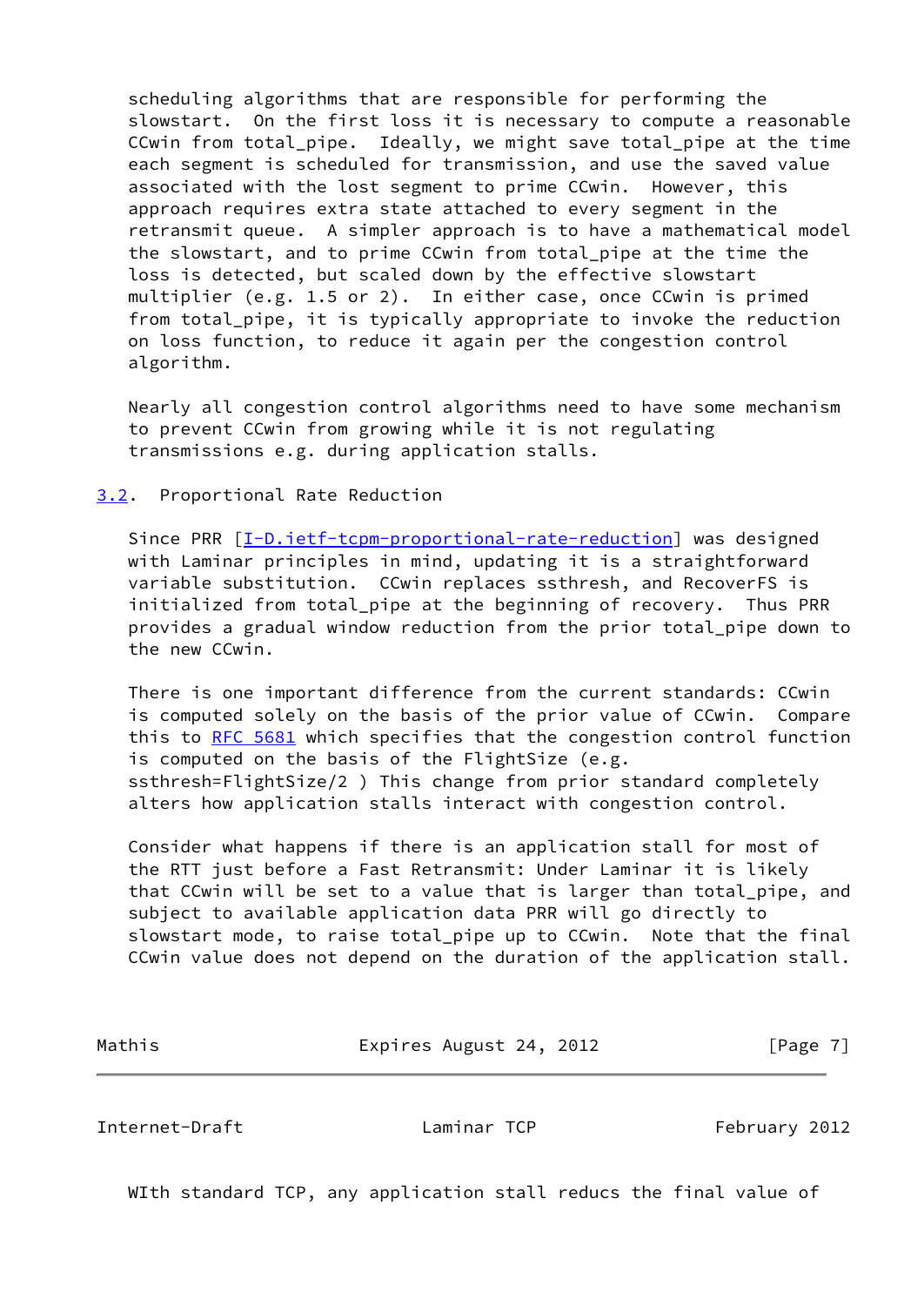scheduling algorithms that are responsible for performing the slowstart. On the first loss it is necessary to compute a reasonable CCwin from total_pipe. Ideally, we might save total_pipe at the time each segment is scheduled for transmission, and use the saved value associated with the lost segment to prime CCwin. However, this approach requires extra state attached to every segment in the retransmit queue. A simpler approach is to have a mathematical model the slowstart, and to prime CCwin from total_pipe at the time the loss is detected, but scaled down by the effective slowstart multiplier (e.g. 1.5 or 2). In either case, once CCwin is primed from total_pipe, it is typically appropriate to invoke the reduction on loss function, to reduce it again per the congestion control algorithm.

Nearly all congestion control algorithms need to have some mechanism to prevent CCwin from growing while it is not regulating transmissions e.g. during application stalls.

## 3.2. Proportional Rate Reduction

Since PRR [I-D.ietf-tcpm-proportional-rate-reduction] was designed with Laminar principles in mind, updating it is a straightforward variable substitution. CCwin replaces ssthresh, and RecoverFS is initialized from total_pipe at the beginning of recovery. Thus PRR provides a gradual window reduction from the prior total_pipe down to the new CCwin.

There is one important difference from the current standards: CCwin is computed solely on the basis of the prior value of CCwin. Compare this to RFC 5681 which specifies that the congestion control function is computed on the basis of the FlightSize (e.g. ssthresh=FlightSize/2 ) This change from prior standard completely alters how application stalls interact with congestion control.

Consider what happens if there is an application stall for most of the RTT just before a Fast Retransmit: Under Laminar it is likely that CCwin will be set to a value that is larger than total_pipe, and subject to available application data PRR will go directly to slowstart mode, to raise total_pipe up to CCwin. Note that the final CCwin value does not depend on the duration of the application stall.

WIth standard TCP, any application stall reducs the final value of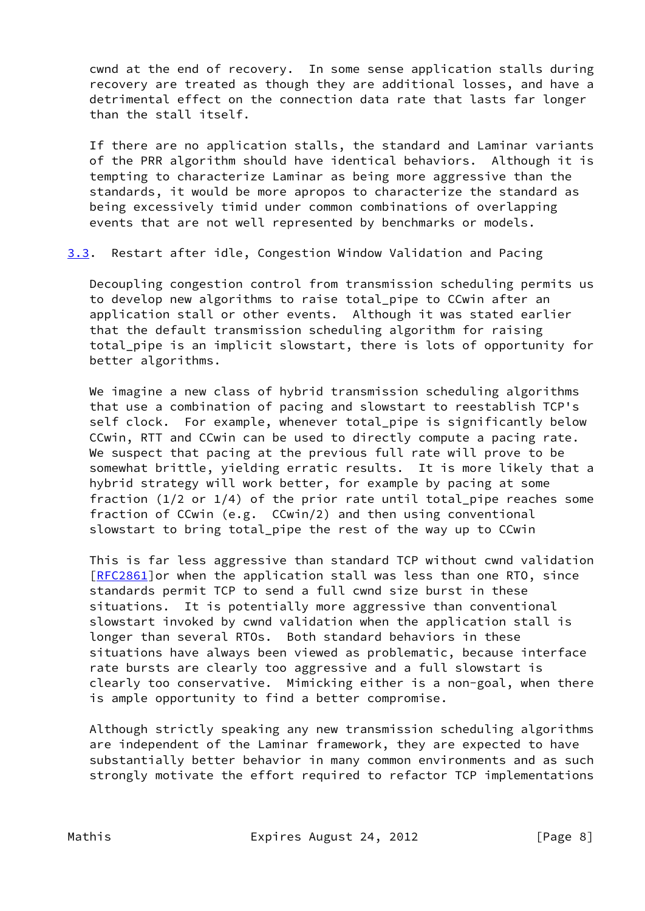cwnd at the end of recovery. In some sense application stalls during recovery are treated as though they are additional losses, and have a detrimental effect on the connection data rate that lasts far longer than the stall itself.

If there are no application stalls, the standard and Laminar variants of the PRR algorithm should have identical behaviors. Although it is tempting to characterize Laminar as being more aggressive than the standards, it would be more apropos to characterize the standard as being excessively timid under common combinations of overlapping events that are not well represented by benchmarks or models.

### 3.3. Restart after idle, Congestion Window Validation and Pacing

Decoupling congestion control from transmission scheduling permits us to develop new algorithms to raise total_pipe to CCwin after an application stall or other events. Although it was stated earlier that the default transmission scheduling algorithm for raising total_pipe is an implicit slowstart, there is lots of opportunity for better algorithms.

We imagine a new class of hybrid transmission scheduling algorithms that use a combination of pacing and slowstart to reestablish TCP's self clock. For example, whenever total_pipe is significantly below CCwin, RTT and CCwin can be used to directly compute a pacing rate. We suspect that pacing at the previous full rate will prove to be somewhat brittle, yielding erratic results. It is more likely that a hybrid strategy will work better, for example by pacing at some fraction (1/2 or 1/4) of the prior rate until total_pipe reaches some fraction of CCwin (e.g. CCwin/2) and then using conventional slowstart to bring total_pipe the rest of the way up to CCwin

This is far less aggressive than standard TCP without cwnd validation [RFC2861]or when the application stall was less than one RTO, since standards permit TCP to send a full cwnd size burst in these situations. It is potentially more aggressive than conventional slowstart invoked by cwnd validation when the application stall is longer than several RTOs. Both standard behaviors in these situations have always been viewed as problematic, because interface rate bursts are clearly too aggressive and a full slowstart is clearly too conservative. Mimicking either is a non-goal, when there is ample opportunity to find a better compromise.

Although strictly speaking any new transmission scheduling algorithms are independent of the Laminar framework, they are expected to have substantially better behavior in many common environments and as such strongly motivate the effort required to refactor TCP implementations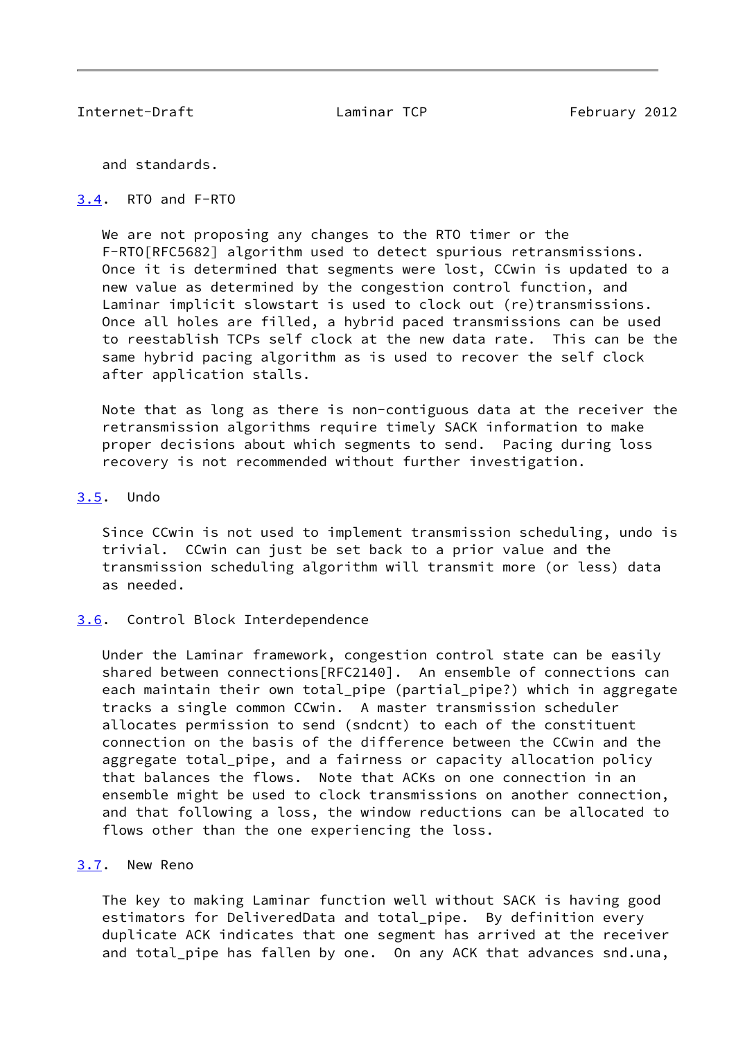and standards.

### 3.4. RTO and F-RTO

We are not proposing any changes to the RTO timer or the F-RTO[RFC5682] algorithm used to detect spurious retransmissions. Once it is determined that segments were lost, CCwin is updated to a new value as determined by the congestion control function, and Laminar implicit slowstart is used to clock out (re)transmissions. Once all holes are filled, a hybrid paced transmissions can be used to reestablish TCPs self clock at the new data rate. This can be the same hybrid pacing algorithm as is used to recover the self clock after application stalls.

Note that as long as there is non-contiguous data at the receiver the retransmission algorithms require timely SACK information to make proper decisions about which segments to send. Pacing during loss recovery is not recommended without further investigation.

### 3.5. Undo

Since CCwin is not used to implement transmission scheduling, undo is trivial. CCwin can just be set back to a prior value and the transmission scheduling algorithm will transmit more (or less) data as needed.

### 3.6. Control Block Interdependence

Under the Laminar framework, congestion control state can be easily shared between connections[RFC2140]. An ensemble of connections can each maintain their own total_pipe (partial_pipe?) which in aggregate tracks a single common CCwin. A master transmission scheduler allocates permission to send (sndcnt) to each of the constituent connection on the basis of the difference between the CCwin and the aggregate total_pipe, and a fairness or capacity allocation policy that balances the flows. Note that ACKs on one connection in an ensemble might be used to clock transmissions on another connection, and that following a loss, the window reductions can be allocated to flows other than the one experiencing the loss.

### 3.7. New Reno

The key to making Laminar function well without SACK is having good estimators for DeliveredData and total_pipe. By definition every duplicate ACK indicates that one segment has arrived at the receiver and total_pipe has fallen by one. On any ACK that advances snd.una,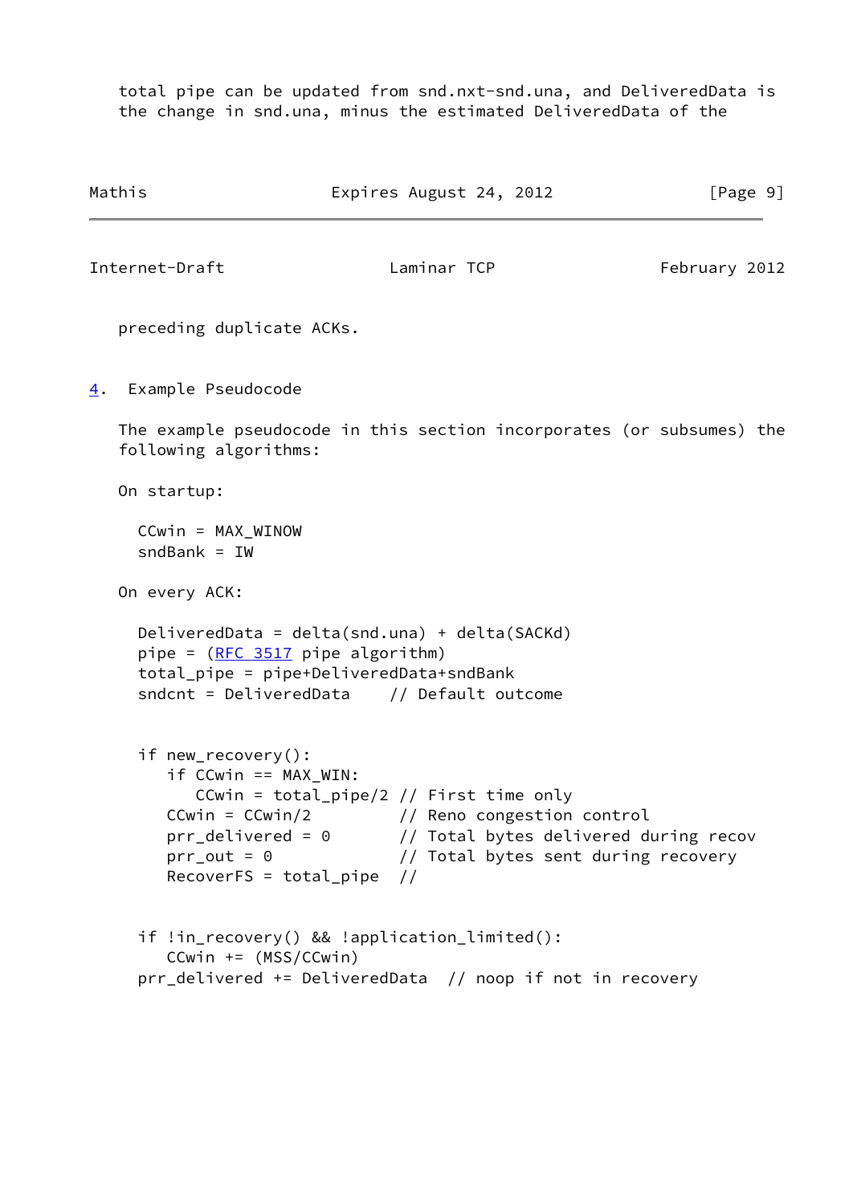total pipe can be updated from snd.nxt-snd.una, and DeliveredData is the change in snd.una, minus the estimated DeliveredData of the preceding duplicate ACKs.

## 4. Example Pseudocode

The example pseudocode in this section incorporates (or subsumes) the following algorithms:

On startup:

```
  CCwin = MAX_WINOW
  sndBank = IW
```

On every ACK:

```
  DeliveredData = delta(snd.una) + delta(SACKd)
  pipe = (RFC 3517 pipe algorithm)
  total_pipe = pipe+DeliveredData+sndBank
  sndcnt = DeliveredData    // Default outcome


  if new_recovery():
     if CCwin == MAX_WIN:
        CCwin = total_pipe/2 // First time only
     CCwin = CCwin/2         // Reno congestion control
     prr_delivered = 0       // Total bytes delivered during recov
     prr_out = 0             // Total bytes sent during recovery
     RecoverFS = total_pipe  //


  if !in_recovery() && !application_limited():
     CCwin += (MSS/CCwin)
  prr_delivered += DeliveredData  // noop if not in recovery
```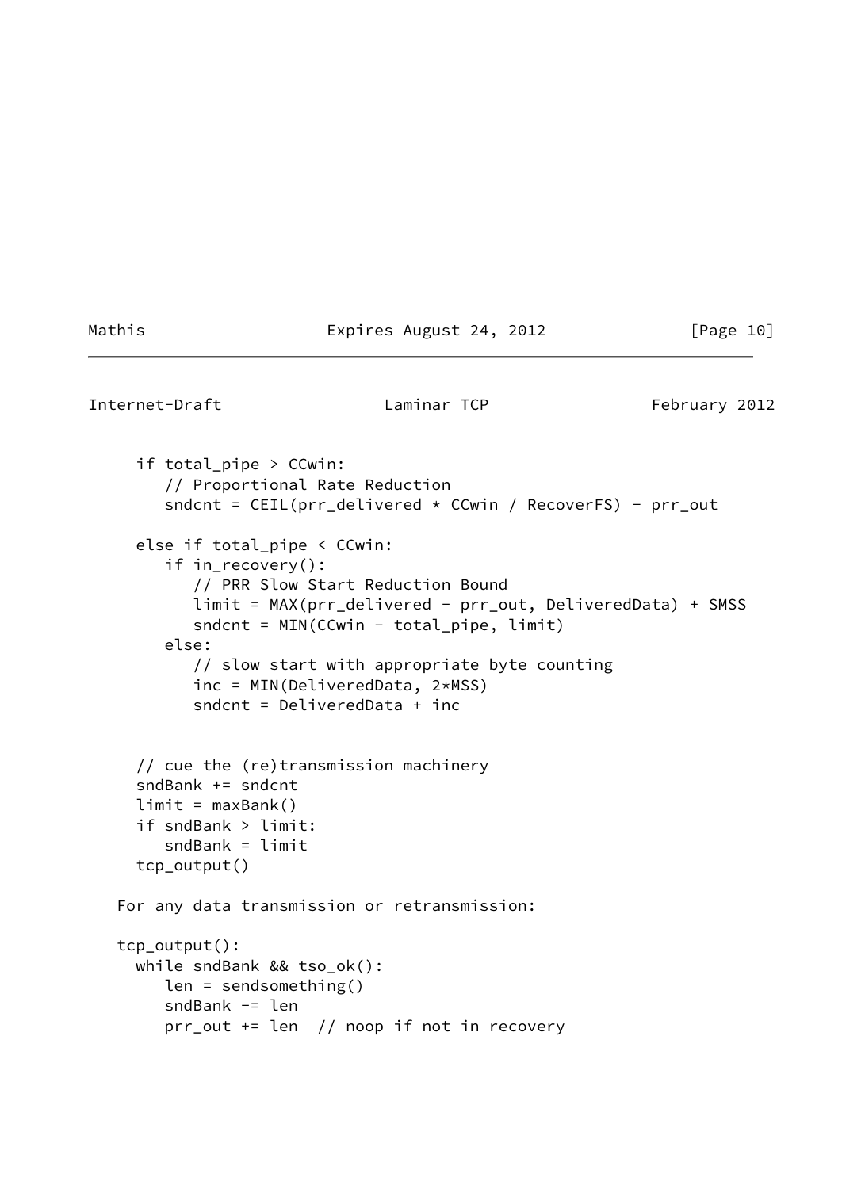```
  if total_pipe > CCwin:
     // Proportional Rate Reduction
     sndcnt = CEIL(prr_delivered * CCwin / RecoverFS) - prr_out

  else if total_pipe < CCwin:
     if in_recovery():
        // PRR Slow Start Reduction Bound
        limit = MAX(prr_delivered - prr_out, DeliveredData) + SMSS
        sndcnt = MIN(CCwin - total_pipe, limit)
     else:
        // slow start with appropriate byte counting
        inc = MIN(DeliveredData, 2*MSS)
        sndcnt = DeliveredData + inc


  // cue the (re)transmission machinery
  sndBank += sndcnt
  limit = maxBank()
  if sndBank > limit:
     sndBank = limit
  tcp_output()
```

For any data transmission or retransmission:

```
tcp_output():
  while sndBank && tso_ok():
     len = sendsomething()
     sndBank -= len
     prr_out += len  // noop if not in recovery
```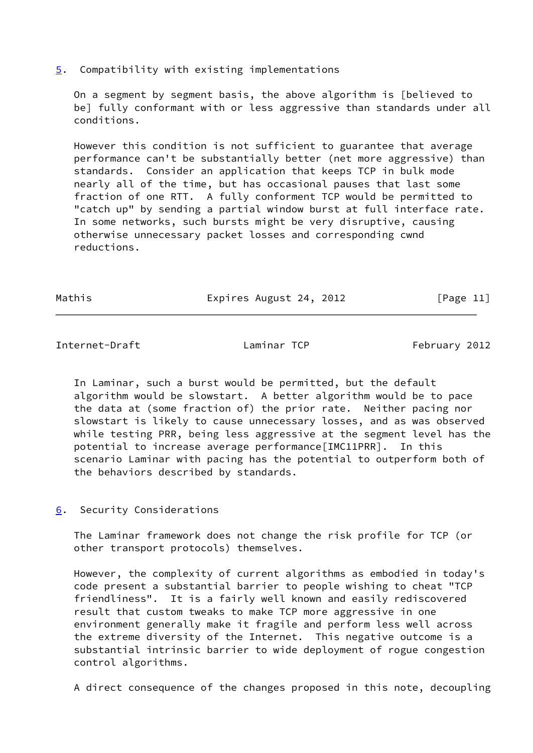## 5. Compatibility with existing implementations

On a segment by segment basis, the above algorithm is [believed to be] fully conformant with or less aggressive than standards under all conditions.

However this condition is not sufficient to guarantee that average performance can't be substantially better (net more aggressive) than standards. Consider an application that keeps TCP in bulk mode nearly all of the time, but has occasional pauses that last some fraction of one RTT. A fully conforment TCP would be permitted to "catch up" by sending a partial window burst at full interface rate. In some networks, such bursts might be very disruptive, causing otherwise unnecessary packet losses and corresponding cwnd reductions.

In Laminar, such a burst would be permitted, but the default algorithm would be slowstart. A better algorithm would be to pace the data at (some fraction of) the prior rate. Neither pacing nor slowstart is likely to cause unnecessary losses, and as was observed while testing PRR, being less aggressive at the segment level has the potential to increase average performance[IMC11PRR]. In this scenario Laminar with pacing has the potential to outperform both of the behaviors described by standards.

## 6. Security Considerations

The Laminar framework does not change the risk profile for TCP (or other transport protocols) themselves.

However, the complexity of current algorithms as embodied in today's code present a substantial barrier to people wishing to cheat "TCP friendliness". It is a fairly well known and easily rediscovered result that custom tweaks to make TCP more aggressive in one environment generally make it fragile and perform less well across the extreme diversity of the Internet. This negative outcome is a substantial intrinsic barrier to wide deployment of rogue congestion control algorithms.

A direct consequence of the changes proposed in this note, decoupling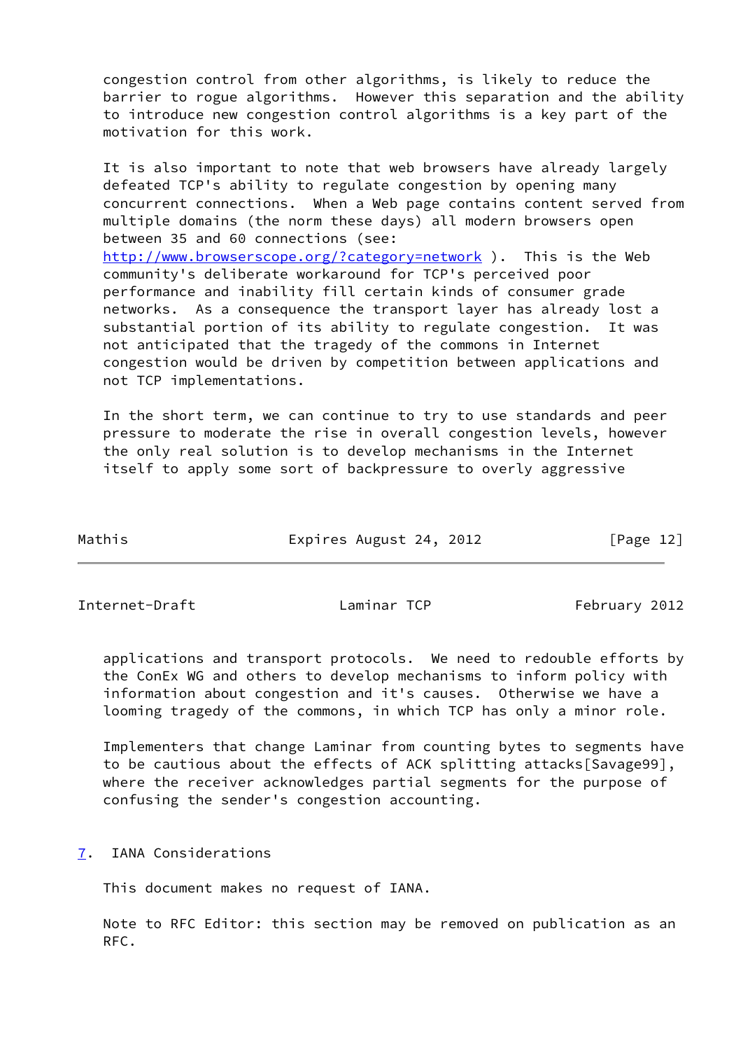congestion control from other algorithms, is likely to reduce the barrier to rogue algorithms. However this separation and the ability to introduce new congestion control algorithms is a key part of the motivation for this work.

It is also important to note that web browsers have already largely defeated TCP's ability to regulate congestion by opening many concurrent connections. When a Web page contains content served from multiple domains (the norm these days) all modern browsers open between 35 and 60 connections (see: http://www.browserscope.org/?category=network ). This is the Web community's deliberate workaround for TCP's perceived poor performance and inability fill certain kinds of consumer grade networks. As a consequence the transport layer has already lost a substantial portion of its ability to regulate congestion. It was not anticipated that the tragedy of the commons in Internet congestion would be driven by competition between applications and not TCP implementations.

In the short term, we can continue to try to use standards and peer pressure to moderate the rise in overall congestion levels, however the only real solution is to develop mechanisms in the Internet itself to apply some sort of backpressure to overly aggressive applications and transport protocols. We need to redouble efforts by the ConEx WG and others to develop mechanisms to inform policy with information about congestion and it's causes. Otherwise we have a looming tragedy of the commons, in which TCP has only a minor role.

Implementers that change Laminar from counting bytes to segments have to be cautious about the effects of ACK splitting attacks[Savage99], where the receiver acknowledges partial segments for the purpose of confusing the sender's congestion accounting.

## 7. IANA Considerations

This document makes no request of IANA.

Note to RFC Editor: this section may be removed on publication as an RFC.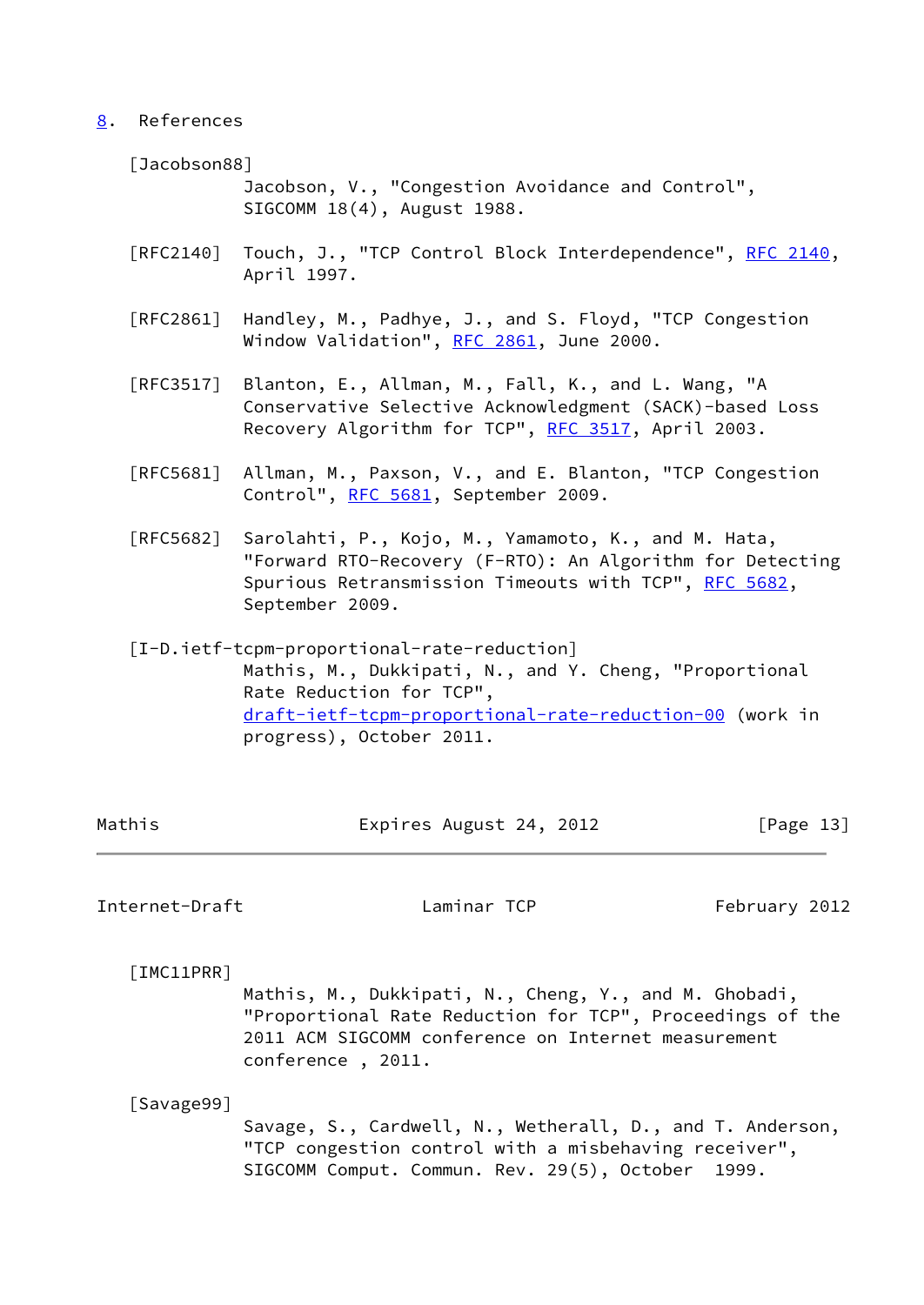## 8. References

[Jacobson88]
Jacobson, V., "Congestion Avoidance and Control", SIGCOMM 18(4), August 1988.

[RFC2140] Touch, J., "TCP Control Block Interdependence", RFC 2140, April 1997.

[RFC2861] Handley, M., Padhye, J., and S. Floyd, "TCP Congestion Window Validation", RFC 2861, June 2000.

[RFC3517] Blanton, E., Allman, M., Fall, K., and L. Wang, "A Conservative Selective Acknowledgment (SACK)-based Loss Recovery Algorithm for TCP", RFC 3517, April 2003.

[RFC5681] Allman, M., Paxson, V., and E. Blanton, "TCP Congestion Control", RFC 5681, September 2009.

[RFC5682] Sarolahti, P., Kojo, M., Yamamoto, K., and M. Hata, "Forward RTO-Recovery (F-RTO): An Algorithm for Detecting Spurious Retransmission Timeouts with TCP", RFC 5682, September 2009.

[I-D.ietf-tcpm-proportional-rate-reduction]
Mathis, M., Dukkipati, N., and Y. Cheng, "Proportional Rate Reduction for TCP", draft-ietf-tcpm-proportional-rate-reduction-00 (work in progress), October 2011.

[IMC11PRR]
Mathis, M., Dukkipati, N., Cheng, Y., and M. Ghobadi, "Proportional Rate Reduction for TCP", Proceedings of the 2011 ACM SIGCOMM conference on Internet measurement conference , 2011.

[Savage99]
Savage, S., Cardwell, N., Wetherall, D., and T. Anderson, "TCP congestion control with a misbehaving receiver", SIGCOMM Comput. Commun. Rev. 29(5), October 1999.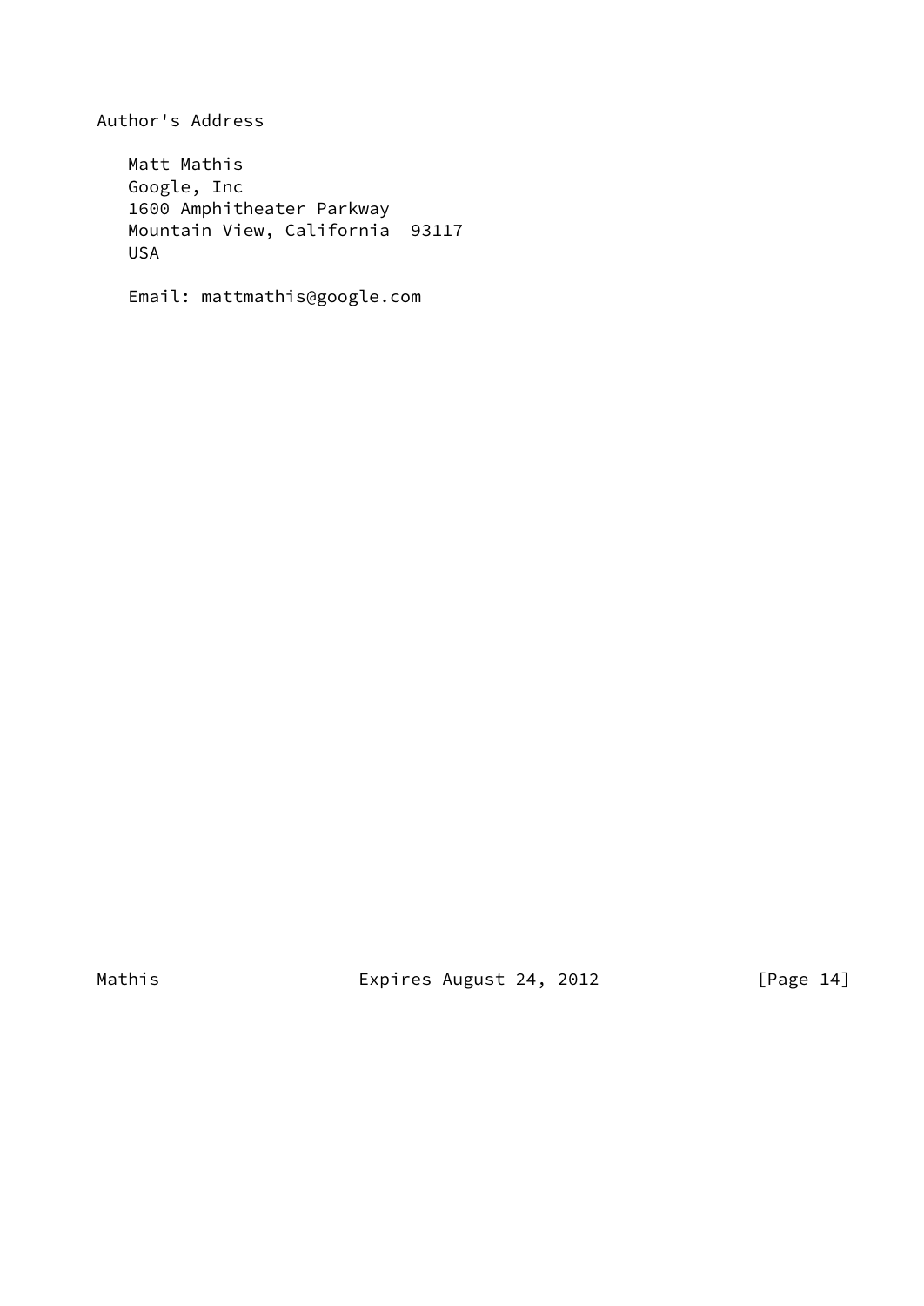## Author's Address

Matt Mathis
Google, Inc
1600 Amphitheater Parkway
Mountain View, California  93117
USA

Email: mattmathis@google.com